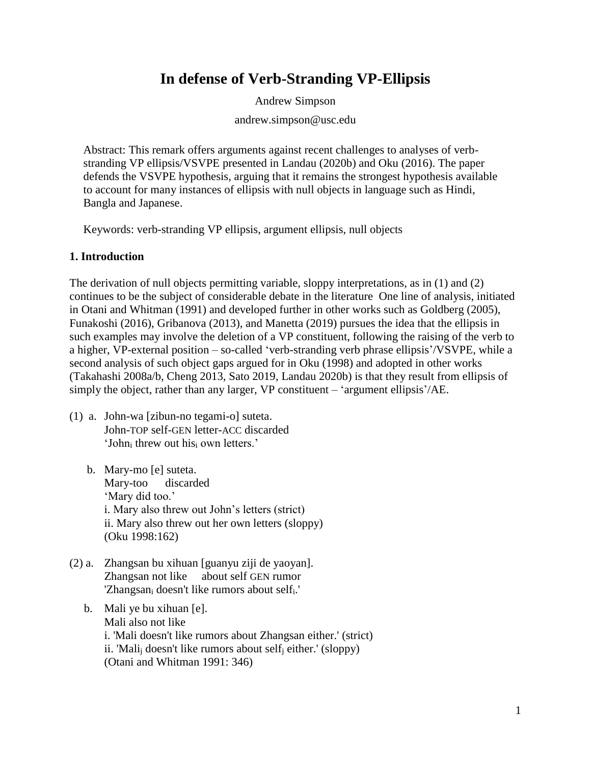# In defense of Verb-Stranding VP-Ellipsis

Andrew Simpson

andrew.simpson@usc.edu

Abstract: This remark offers arguments against recent challenges to analyses of verb-stranding VP ellipsis/VSVPE presented in Landau (2020b) and Oku (2016). The paper defends the VSVPE hypothesis, arguing that it remains the strongest hypothesis available to account for many instances of ellipsis with null objects in language such as Hindi, Bangla and Japanese.

Keywords: verb-stranding VP ellipsis, argument ellipsis, null objects

## 1. Introduction

The derivation of null objects permitting variable, sloppy interpretations, as in (1) and (2) continues to be the subject of considerable debate in the literature One line of analysis, initiated in Otani and Whitman (1991) and developed further in other works such as Goldberg (2005), Funakoshi (2016), Gribanova (2013), and Manetta (2019) pursues the idea that the ellipsis in such examples may involve the deletion of a VP constituent, following the raising of the verb to a higher, VP-external position – so-called 'verb-stranding verb phrase ellipsis'/VSVPE, while a second analysis of such object gaps argued for in Oku (1998) and adopted in other works (Takahashi 2008a/b, Cheng 2013, Sato 2019, Landau 2020b) is that they result from ellipsis of simply the object, rather than any larger, VP constituent – 'argument ellipsis'/AE.

(1) a. John-wa [zibun-no tegami-o] suteta.
John-TOP self-GEN letter-ACC discarded
'John$_i$ threw out his$_i$ own letters.'

b. Mary-mo [e] suteta.
Mary-too discarded
'Mary did too.'
i. Mary also threw out John's letters (strict)
ii. Mary also threw out her own letters (sloppy)
(Oku 1998:162)

(2) a. Zhangsan bu xihuan [guanyu ziji de yaoyan].
Zhangsan not like about self GEN rumor
'Zhangsan$_i$ doesn't like rumors about self$_i$.'

b. Mali ye bu xihuan [e].
Mali also not like
i. 'Mali doesn't like rumors about Zhangsan either.' (strict)
ii. 'Mali$_j$ doesn't like rumors about self$_j$ either.' (sloppy)
(Otani and Whitman 1991: 346)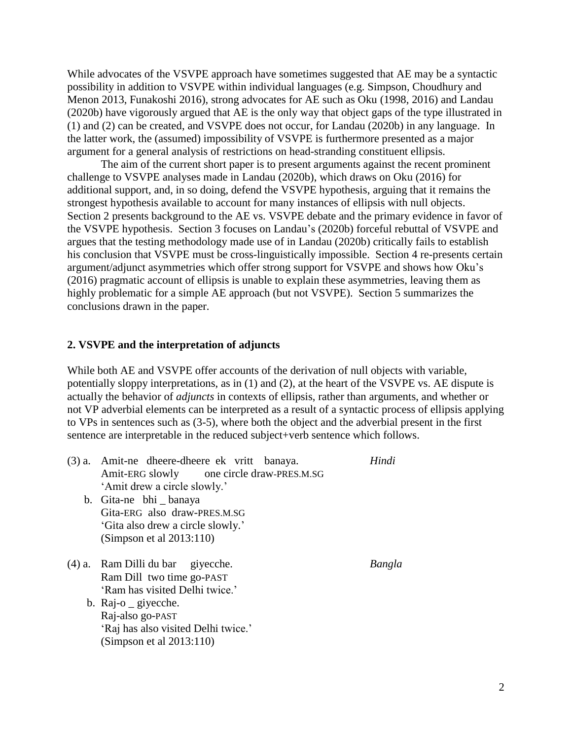While advocates of the VSVPE approach have sometimes suggested that AE may be a syntactic possibility in addition to VSVPE within individual languages (e.g. Simpson, Choudhury and Menon 2013, Funakoshi 2016), strong advocates for AE such as Oku (1998, 2016) and Landau (2020b) have vigorously argued that AE is the only way that object gaps of the type illustrated in (1) and (2) can be created, and VSVPE does not occur, for Landau (2020b) in any language. In the latter work, the (assumed) impossibility of VSVPE is furthermore presented as a major argument for a general analysis of restrictions on head-stranding constituent ellipsis.

The aim of the current short paper is to present arguments against the recent prominent challenge to VSVPE analyses made in Landau (2020b), which draws on Oku (2016) for additional support, and, in so doing, defend the VSVPE hypothesis, arguing that it remains the strongest hypothesis available to account for many instances of ellipsis with null objects. Section 2 presents background to the AE vs. VSVPE debate and the primary evidence in favor of the VSVPE hypothesis. Section 3 focuses on Landau's (2020b) forceful rebuttal of VSVPE and argues that the testing methodology made use of in Landau (2020b) critically fails to establish his conclusion that VSVPE must be cross-linguistically impossible. Section 4 re-presents certain argument/adjunct asymmetries which offer strong support for VSVPE and shows how Oku's (2016) pragmatic account of ellipsis is unable to explain these asymmetries, leaving them as highly problematic for a simple AE approach (but not VSVPE). Section 5 summarizes the conclusions drawn in the paper.

## 2. VSVPE and the interpretation of adjuncts

While both AE and VSVPE offer accounts of the derivation of null objects with variable, potentially sloppy interpretations, as in (1) and (2), at the heart of the VSVPE vs. AE dispute is actually the behavior of *adjuncts* in contexts of ellipsis, rather than arguments, and whether or not VP adverbial elements can be interpreted as a result of a syntactic process of ellipsis applying to VPs in sentences such as (3-5), where both the object and the adverbial present in the first sentence are interpretable in the reduced subject+verb sentence which follows.

(3) a. Amit-ne dheere-dheere ek vritt banaya. *Hindi*
Amit-ERG slowly one circle draw-PRES.M.SG
'Amit drew a circle slowly.'

b. Gita-ne bhi _ banaya
Gita-ERG also draw-PRES.M.SG
'Gita also drew a circle slowly.'
(Simpson et al 2013:110)

(4) a. Ram Dilli du bar giyecche. *Bangla*
Ram Dill two time go-PAST
'Ram has visited Delhi twice.'

b. Raj-o _ giyecche.
Raj-also go-PAST
'Raj has also visited Delhi twice.'
(Simpson et al 2013:110)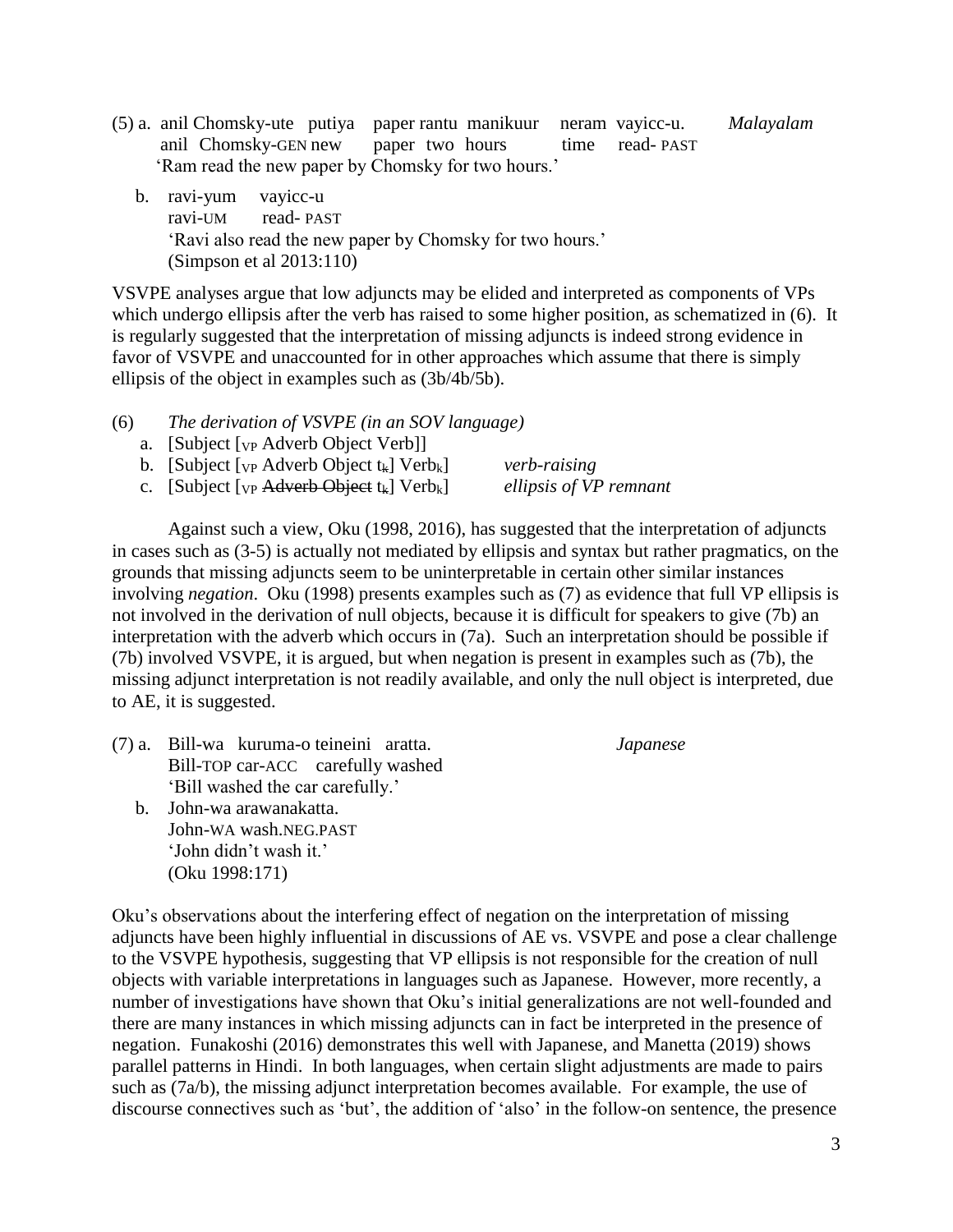(5) a. anil Chomsky-ute putiya paper rantu manikuur neram vayicc-u. *Malayalam*
anil Chomsky-GEN new paper two hours time read- PAST
'Ram read the new paper by Chomsky for two hours.'

b. ravi-yum vayicc-u
ravi-UM read- PAST
'Ravi also read the new paper by Chomsky for two hours.'
(Simpson et al 2013:110)

VSVPE analyses argue that low adjuncts may be elided and interpreted as components of VPs which undergo ellipsis after the verb has raised to some higher position, as schematized in (6). It is regularly suggested that the interpretation of missing adjuncts is indeed strong evidence in favor of VSVPE and unaccounted for in other approaches which assume that there is simply ellipsis of the object in examples such as (3b/4b/5b).

(6) *The derivation of VSVPE (in an SOV language)*

a. [Subject [$_{VP}$ Adverb Object Verb]]
b. [Subject [$_{VP}$ Adverb Object $t_k$] $Verb_k$] *verb-raising*
c. [Subject [$_{VP}$ ~~Adverb Object~~ $t_k$] $Verb_k$] *ellipsis of VP remnant*

Against such a view, Oku (1998, 2016), has suggested that the interpretation of adjuncts in cases such as (3-5) is actually not mediated by ellipsis and syntax but rather pragmatics, on the grounds that missing adjuncts seem to be uninterpretable in certain other similar instances involving *negation*. Oku (1998) presents examples such as (7) as evidence that full VP ellipsis is not involved in the derivation of null objects, because it is difficult for speakers to give (7b) an interpretation with the adverb which occurs in (7a). Such an interpretation should be possible if (7b) involved VSVPE, it is argued, but when negation is present in examples such as (7b), the missing adjunct interpretation is not readily available, and only the null object is interpreted, due to AE, it is suggested.

(7) a. Bill-wa kuruma-o teineini aratta. *Japanese*
Bill-TOP car-ACC carefully washed
'Bill washed the car carefully.'

b. John-wa arawanakatta.
John-WA wash.NEG.PAST
'John didn't wash it.'
(Oku 1998:171)

Oku's observations about the interfering effect of negation on the interpretation of missing adjuncts have been highly influential in discussions of AE vs. VSVPE and pose a clear challenge to the VSVPE hypothesis, suggesting that VP ellipsis is not responsible for the creation of null objects with variable interpretations in languages such as Japanese. However, more recently, a number of investigations have shown that Oku's initial generalizations are not well-founded and there are many instances in which missing adjuncts can in fact be interpreted in the presence of negation. Funakoshi (2016) demonstrates this well with Japanese, and Manetta (2019) shows parallel patterns in Hindi. In both languages, when certain slight adjustments are made to pairs such as (7a/b), the missing adjunct interpretation becomes available. For example, the use of discourse connectives such as 'but', the addition of 'also' in the follow-on sentence, the presence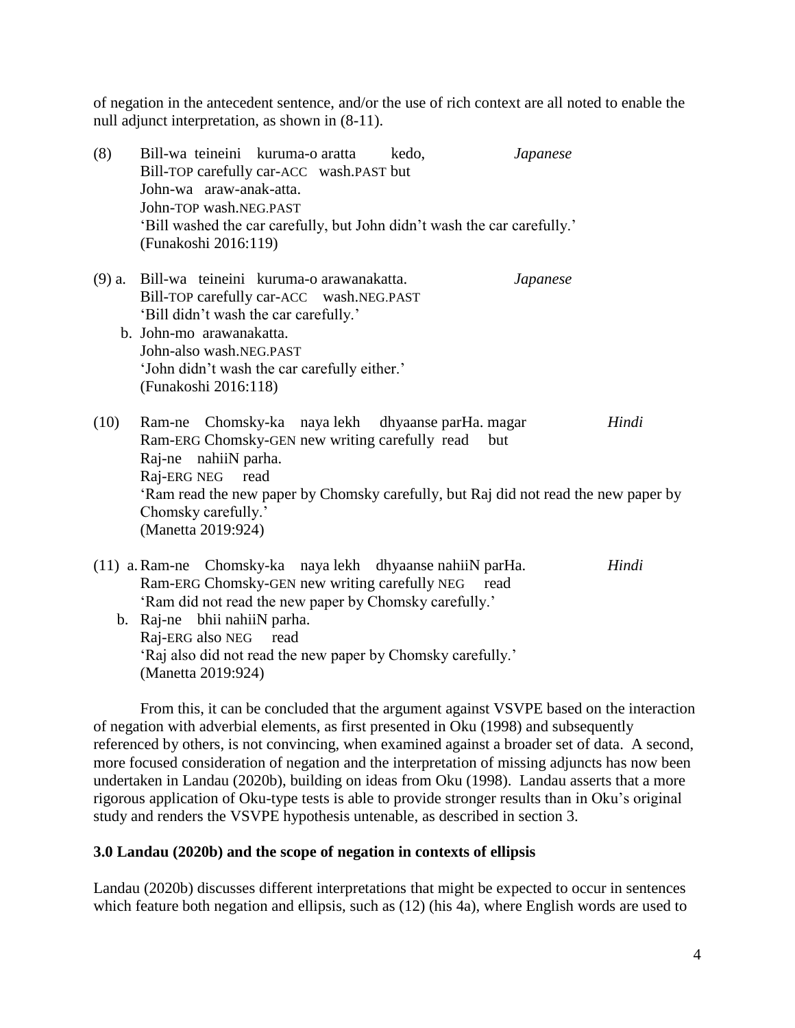of negation in the antecedent sentence, and/or the use of rich context are all noted to enable the null adjunct interpretation, as shown in (8-11).

(8) Bill-wa teineini kuruma-o aratta kedo, *Japanese*
Bill-TOP carefully car-ACC wash.PAST but
John-wa araw-anak-atta.
John-TOP wash.NEG.PAST
'Bill washed the car carefully, but John didn't wash the car carefully.'
(Funakoshi 2016:119)

(9) a. Bill-wa teineini kuruma-o arawanakatta. *Japanese*
Bill-TOP carefully car-ACC wash.NEG.PAST
'Bill didn't wash the car carefully.'
b. John-mo arawanakatta.
John-also wash.NEG.PAST
'John didn't wash the car carefully either.'
(Funakoshi 2016:118)

(10) Ram-ne Chomsky-ka naya lekh dhyaanse parHa. magar *Hindi*
Ram-ERG Chomsky-GEN new writing carefully read but
Raj-ne nahiiN parha.
Raj-ERG NEG read
'Ram read the new paper by Chomsky carefully, but Raj did not read the new paper by Chomsky carefully.'
(Manetta 2019:924)

(11) a. Ram-ne Chomsky-ka naya lekh dhyaanse nahiiN parHa. *Hindi*
Ram-ERG Chomsky-GEN new writing carefully NEG read
'Ram did not read the new paper by Chomsky carefully.'
b. Raj-ne bhii nahiiN parha.
Raj-ERG also NEG read
'Raj also did not read the new paper by Chomsky carefully.'
(Manetta 2019:924)

From this, it can be concluded that the argument against VSVPE based on the interaction of negation with adverbial elements, as first presented in Oku (1998) and subsequently referenced by others, is not convincing, when examined against a broader set of data. A second, more focused consideration of negation and the interpretation of missing adjuncts has now been undertaken in Landau (2020b), building on ideas from Oku (1998). Landau asserts that a more rigorous application of Oku-type tests is able to provide stronger results than in Oku's original study and renders the VSVPE hypothesis untenable, as described in section 3.

## 3.0 Landau (2020b) and the scope of negation in contexts of ellipsis

Landau (2020b) discusses different interpretations that might be expected to occur in sentences which feature both negation and ellipsis, such as (12) (his 4a), where English words are used to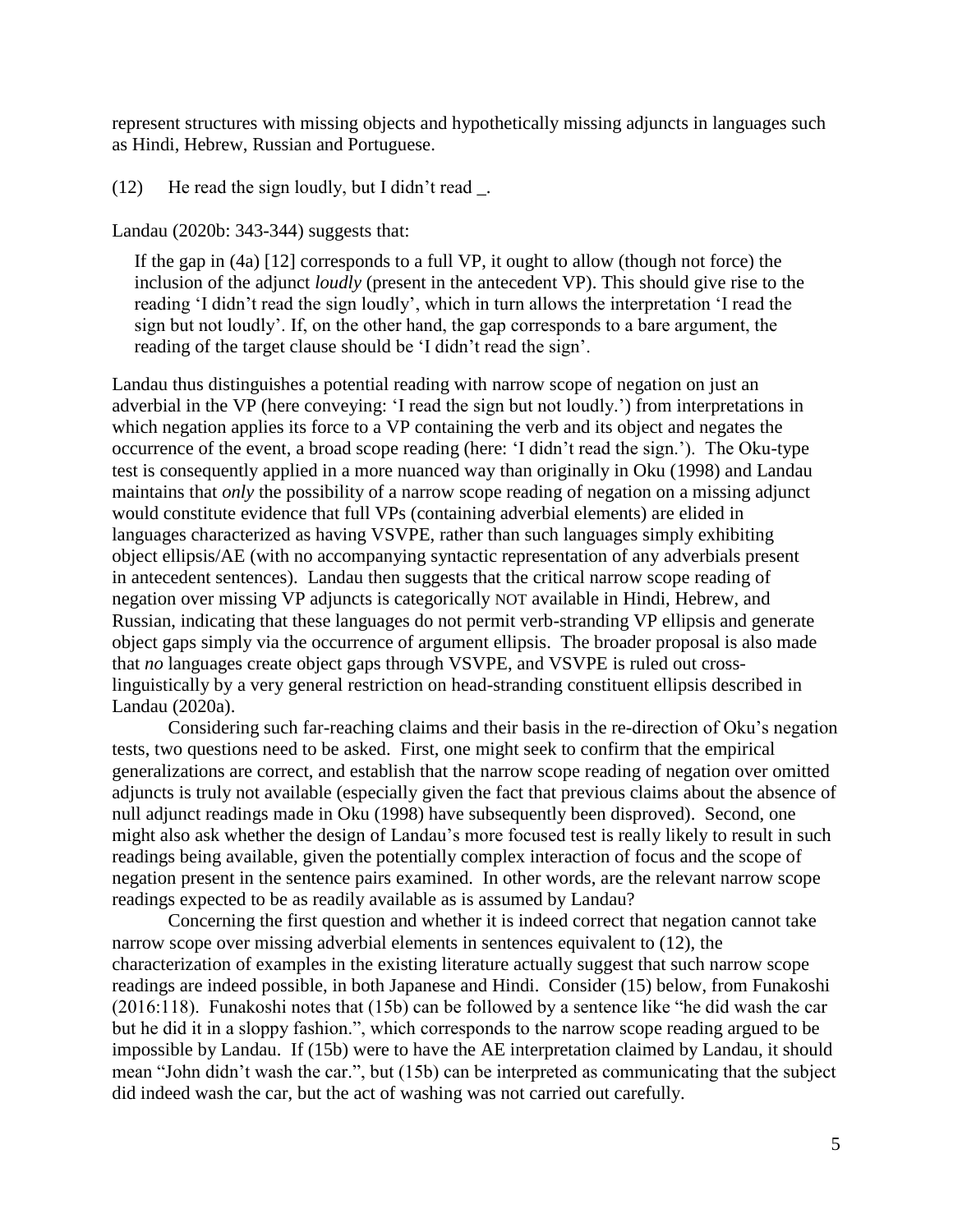represent structures with missing objects and hypothetically missing adjuncts in languages such as Hindi, Hebrew, Russian and Portuguese.

(12) He read the sign loudly, but I didn't read _.

Landau (2020b: 343-344) suggests that:

> If the gap in (4a) [12] corresponds to a full VP, it ought to allow (though not force) the inclusion of the adjunct *loudly* (present in the antecedent VP). This should give rise to the reading 'I didn't read the sign loudly', which in turn allows the interpretation 'I read the sign but not loudly'. If, on the other hand, the gap corresponds to a bare argument, the reading of the target clause should be 'I didn't read the sign'.

Landau thus distinguishes a potential reading with narrow scope of negation on just an adverbial in the VP (here conveying: 'I read the sign but not loudly.') from interpretations in which negation applies its force to a VP containing the verb and its object and negates the occurrence of the event, a broad scope reading (here: 'I didn't read the sign.'). The Oku-type test is consequently applied in a more nuanced way than originally in Oku (1998) and Landau maintains that *only* the possibility of a narrow scope reading of negation on a missing adjunct would constitute evidence that full VPs (containing adverbial elements) are elided in languages characterized as having VSVPE, rather than such languages simply exhibiting object ellipsis/AE (with no accompanying syntactic representation of any adverbials present in antecedent sentences). Landau then suggests that the critical narrow scope reading of negation over missing VP adjuncts is categorically NOT available in Hindi, Hebrew, and Russian, indicating that these languages do not permit verb-stranding VP ellipsis and generate object gaps simply via the occurrence of argument ellipsis. The broader proposal is also made that *no* languages create object gaps through VSVPE, and VSVPE is ruled out cross-linguistically by a very general restriction on head-stranding constituent ellipsis described in Landau (2020a).

Considering such far-reaching claims and their basis in the re-direction of Oku's negation tests, two questions need to be asked. First, one might seek to confirm that the empirical generalizations are correct, and establish that the narrow scope reading of negation over omitted adjuncts is truly not available (especially given the fact that previous claims about the absence of null adjunct readings made in Oku (1998) have subsequently been disproved). Second, one might also ask whether the design of Landau's more focused test is really likely to result in such readings being available, given the potentially complex interaction of focus and the scope of negation present in the sentence pairs examined. In other words, are the relevant narrow scope readings expected to be as readily available as is assumed by Landau?

Concerning the first question and whether it is indeed correct that negation cannot take narrow scope over missing adverbial elements in sentences equivalent to (12), the characterization of examples in the existing literature actually suggest that such narrow scope readings are indeed possible, in both Japanese and Hindi. Consider (15) below, from Funakoshi (2016:118). Funakoshi notes that (15b) can be followed by a sentence like "he did wash the car but he did it in a sloppy fashion.", which corresponds to the narrow scope reading argued to be impossible by Landau. If (15b) were to have the AE interpretation claimed by Landau, it should mean "John didn't wash the car.", but (15b) can be interpreted as communicating that the subject did indeed wash the car, but the act of washing was not carried out carefully.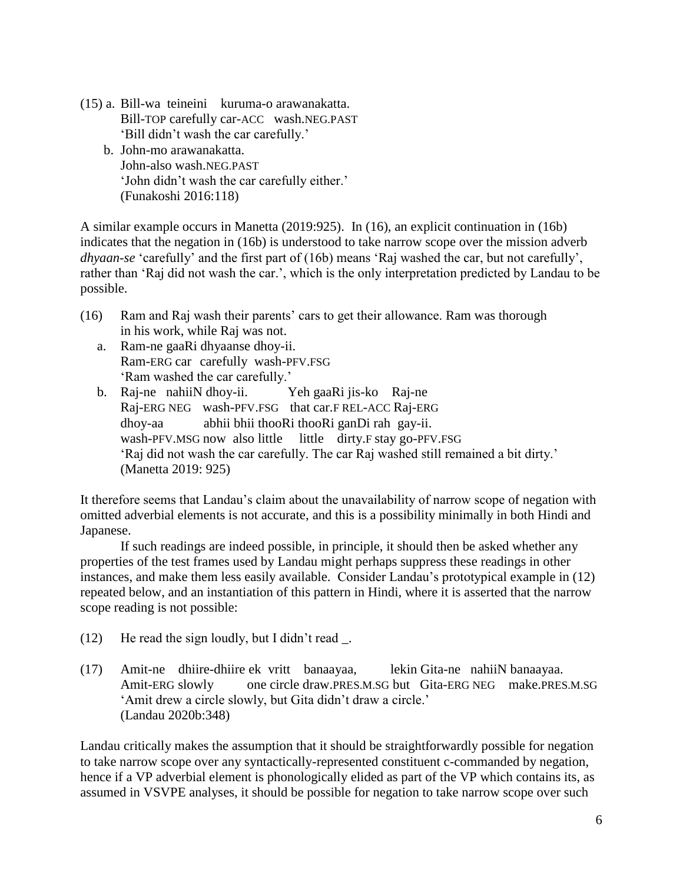(15) a. Bill-wa teineini kuruma-o arawanakatta.
    Bill-TOP carefully car-ACC wash.NEG.PAST
    'Bill didn't wash the car carefully.'

  b. John-mo arawanakatta.
    John-also wash.NEG.PAST
    'John didn't wash the car carefully either.'
    (Funakoshi 2016:118)

A similar example occurs in Manetta (2019:925). In (16), an explicit continuation in (16b) indicates that the negation in (16b) is understood to take narrow scope over the mission adverb *dhyaan-se* 'carefully' and the first part of (16b) means 'Raj washed the car, but not carefully', rather than 'Raj did not wash the car.', which is the only interpretation predicted by Landau to be possible.

(16) Ram and Raj wash their parents' cars to get their allowance. Ram was thorough in his work, while Raj was not.

  a. Ram-ne gaaRi dhyaanse dhoy-ii.
    Ram-ERG car carefully wash-PFV.FSG
    'Ram washed the car carefully.'

  b. Raj-ne nahiiN dhoy-ii. Yeh gaaRi jis-ko Raj-ne
    Raj-ERG NEG wash-PFV.FSG that car.F REL-ACC Raj-ERG
    dhoy-aa abhii bhii thooRi thooRi ganDi rah gay-ii.
    wash-PFV.MSG now also little little dirty.F stay go-PFV.FSG
    'Raj did not wash the car carefully. The car Raj washed still remained a bit dirty.'
    (Manetta 2019: 925)

It therefore seems that Landau's claim about the unavailability of narrow scope of negation with omitted adverbial elements is not accurate, and this is a possibility minimally in both Hindi and Japanese.

If such readings are indeed possible, in principle, it should then be asked whether any properties of the test frames used by Landau might perhaps suppress these readings in other instances, and make them less easily available. Consider Landau's prototypical example in (12) repeated below, and an instantiation of this pattern in Hindi, where it is asserted that the narrow scope reading is not possible:

(12) He read the sign loudly, but I didn't read _.

(17) Amit-ne dhiire-dhiire ek vritt banaayaa, lekin Gita-ne nahiiN banaayaa.
   Amit-ERG slowly one circle draw.PRES.M.SG but Gita-ERG NEG make.PRES.M.SG
   'Amit drew a circle slowly, but Gita didn't draw a circle.'
   (Landau 2020b:348)

Landau critically makes the assumption that it should be straightforwardly possible for negation to take narrow scope over any syntactically-represented constituent c-commanded by negation, hence if a VP adverbial element is phonologically elided as part of the VP which contains its, as assumed in VSVPE analyses, it should be possible for negation to take narrow scope over such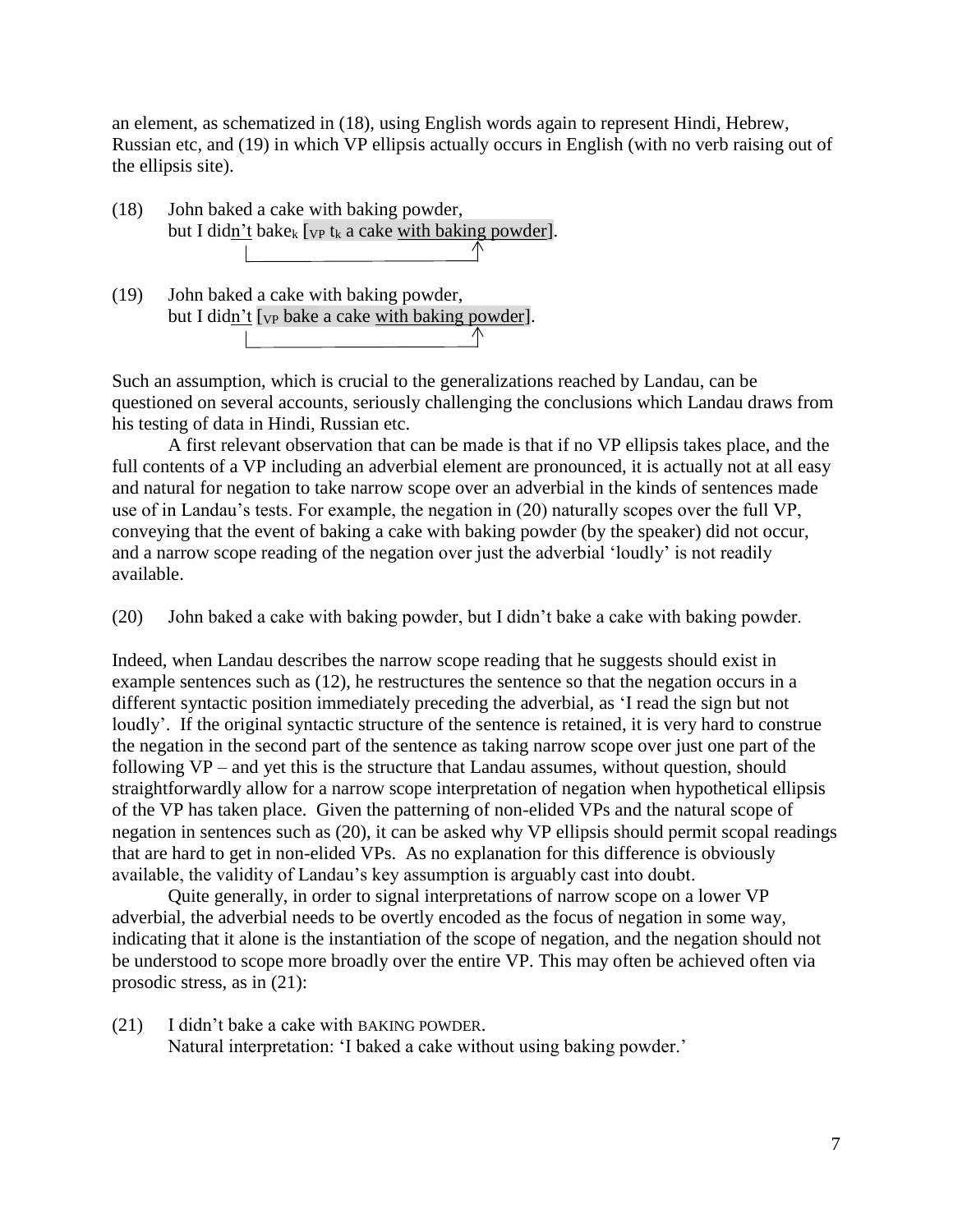an element, as schematized in (18), using English words again to represent Hindi, Hebrew, Russian etc, and (19) in which VP ellipsis actually occurs in English (with no verb raising out of the ellipsis site).

(18) John baked a cake with baking powder,
but I didn't bake$_k$ [$_{VP}$ t$_k$ a cake with baking powder].

(19) John baked a cake with baking powder,
but I didn't [$_{VP}$ bake a cake with baking powder].

Such an assumption, which is crucial to the generalizations reached by Landau, can be questioned on several accounts, seriously challenging the conclusions which Landau draws from his testing of data in Hindi, Russian etc.

A first relevant observation that can be made is that if no VP ellipsis takes place, and the full contents of a VP including an adverbial element are pronounced, it is actually not at all easy and natural for negation to take narrow scope over an adverbial in the kinds of sentences made use of in Landau's tests. For example, the negation in (20) naturally scopes over the full VP, conveying that the event of baking a cake with baking powder (by the speaker) did not occur, and a narrow scope reading of the negation over just the adverbial 'loudly' is not readily available.

(20) John baked a cake with baking powder, but I didn't bake a cake with baking powder.

Indeed, when Landau describes the narrow scope reading that he suggests should exist in example sentences such as (12), he restructures the sentence so that the negation occurs in a different syntactic position immediately preceding the adverbial, as 'I read the sign but not loudly'. If the original syntactic structure of the sentence is retained, it is very hard to construe the negation in the second part of the sentence as taking narrow scope over just one part of the following VP – and yet this is the structure that Landau assumes, without question, should straightforwardly allow for a narrow scope interpretation of negation when hypothetical ellipsis of the VP has taken place. Given the patterning of non-elided VPs and the natural scope of negation in sentences such as (20), it can be asked why VP ellipsis should permit scopal readings that are hard to get in non-elided VPs. As no explanation for this difference is obviously available, the validity of Landau's key assumption is arguably cast into doubt.

Quite generally, in order to signal interpretations of narrow scope on a lower VP adverbial, the adverbial needs to be overtly encoded as the focus of negation in some way, indicating that it alone is the instantiation of the scope of negation, and the negation should not be understood to scope more broadly over the entire VP. This may often be achieved often via prosodic stress, as in (21):

(21) I didn't bake a cake with BAKING POWDER.
Natural interpretation: 'I baked a cake without using baking powder.'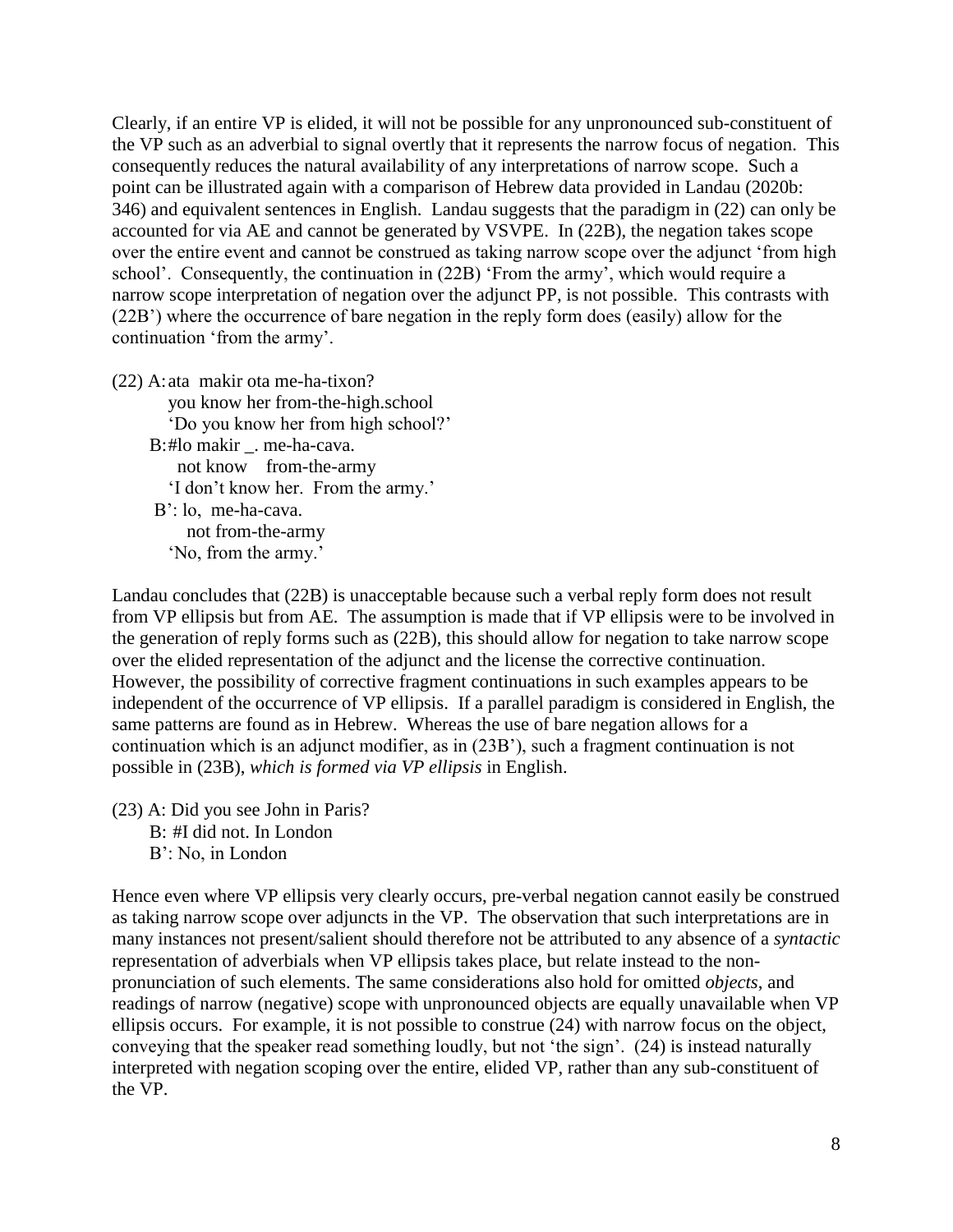Clearly, if an entire VP is elided, it will not be possible for any unpronounced sub-constituent of the VP such as an adverbial to signal overtly that it represents the narrow focus of negation. This consequently reduces the natural availability of any interpretations of narrow scope. Such a point can be illustrated again with a comparison of Hebrew data provided in Landau (2020b: 346) and equivalent sentences in English. Landau suggests that the paradigm in (22) can only be accounted for via AE and cannot be generated by VSVPE. In (22B), the negation takes scope over the entire event and cannot be construed as taking narrow scope over the adjunct 'from high school'. Consequently, the continuation in (22B) 'From the army', which would require a narrow scope interpretation of negation over the adjunct PP, is not possible. This contrasts with (22B') where the occurrence of bare negation in the reply form does (easily) allow for the continuation 'from the army'.

(22) A: ata makir ota me-ha-tixon?
    you know her from-the-high.school
    'Do you know her from high school?'
  B: #lo makir _. me-ha-cava.
    not know from-the-army
    'I don't know her. From the army.'
  B': lo, me-ha-cava.
    not from-the-army
    'No, from the army.'

Landau concludes that (22B) is unacceptable because such a verbal reply form does not result from VP ellipsis but from AE. The assumption is made that if VP ellipsis were to be involved in the generation of reply forms such as (22B), this should allow for negation to take narrow scope over the elided representation of the adjunct and the license the corrective continuation. However, the possibility of corrective fragment continuations in such examples appears to be independent of the occurrence of VP ellipsis. If a parallel paradigm is considered in English, the same patterns are found as in Hebrew. Whereas the use of bare negation allows for a continuation which is an adjunct modifier, as in (23B'), such a fragment continuation is not possible in (23B), *which is formed via VP ellipsis* in English.

(23) A: Did you see John in Paris?
  B: #I did not. In London
  B': No, in London

Hence even where VP ellipsis very clearly occurs, pre-verbal negation cannot easily be construed as taking narrow scope over adjuncts in the VP. The observation that such interpretations are in many instances not present/salient should therefore not be attributed to any absence of a *syntactic* representation of adverbials when VP ellipsis takes place, but relate instead to the non-pronunciation of such elements. The same considerations also hold for omitted *objects*, and readings of narrow (negative) scope with unpronounced objects are equally unavailable when VP ellipsis occurs. For example, it is not possible to construe (24) with narrow focus on the object, conveying that the speaker read something loudly, but not 'the sign'. (24) is instead naturally interpreted with negation scoping over the entire, elided VP, rather than any sub-constituent of the VP.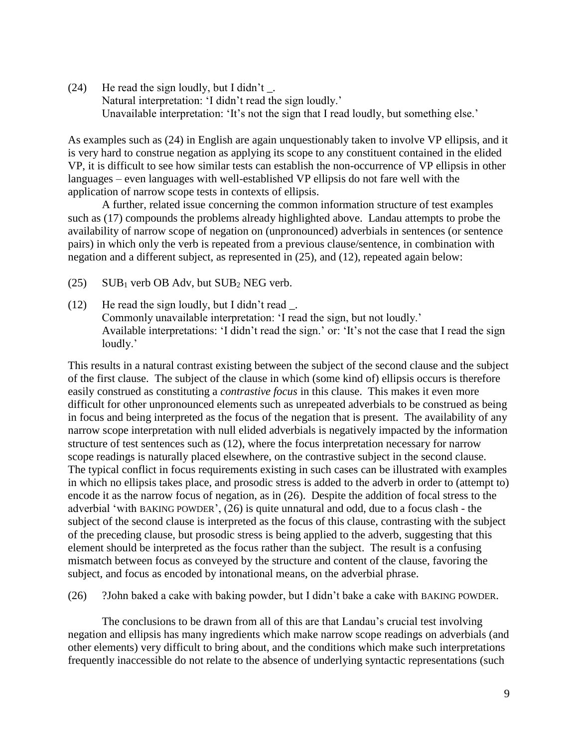(24) He read the sign loudly, but I didn't _.
Natural interpretation: 'I didn't read the sign loudly.'
Unavailable interpretation: 'It's not the sign that I read loudly, but something else.'

As examples such as (24) in English are again unquestionably taken to involve VP ellipsis, and it is very hard to construe negation as applying its scope to any constituent contained in the elided VP, it is difficult to see how similar tests can establish the non-occurrence of VP ellipsis in other languages – even languages with well-established VP ellipsis do not fare well with the application of narrow scope tests in contexts of ellipsis.

A further, related issue concerning the common information structure of test examples such as (17) compounds the problems already highlighted above. Landau attempts to probe the availability of narrow scope of negation on (unpronounced) adverbials in sentences (or sentence pairs) in which only the verb is repeated from a previous clause/sentence, in combination with negation and a different subject, as represented in (25), and (12), repeated again below:

(25) $SUB_1$ verb OB Adv, but $SUB_2$ NEG verb.

(12) He read the sign loudly, but I didn't read _.
Commonly unavailable interpretation: 'I read the sign, but not loudly.'
Available interpretations: 'I didn't read the sign.' or: 'It's not the case that I read the sign loudly.'

This results in a natural contrast existing between the subject of the second clause and the subject of the first clause. The subject of the clause in which (some kind of) ellipsis occurs is therefore easily construed as constituting a *contrastive focus* in this clause. This makes it even more difficult for other unpronounced elements such as unrepeated adverbials to be construed as being in focus and being interpreted as the focus of the negation that is present. The availability of any narrow scope interpretation with null elided adverbials is negatively impacted by the information structure of test sentences such as (12), where the focus interpretation necessary for narrow scope readings is naturally placed elsewhere, on the contrastive subject in the second clause. The typical conflict in focus requirements existing in such cases can be illustrated with examples in which no ellipsis takes place, and prosodic stress is added to the adverb in order to (attempt to) encode it as the narrow focus of negation, as in (26). Despite the addition of focal stress to the adverbial 'with BAKING POWDER', (26) is quite unnatural and odd, due to a focus clash - the subject of the second clause is interpreted as the focus of this clause, contrasting with the subject of the preceding clause, but prosodic stress is being applied to the adverb, suggesting that this element should be interpreted as the focus rather than the subject. The result is a confusing mismatch between focus as conveyed by the structure and content of the clause, favoring the subject, and focus as encoded by intonational means, on the adverbial phrase.

(26) ?John baked a cake with baking powder, but I didn't bake a cake with BAKING POWDER.

The conclusions to be drawn from all of this are that Landau's crucial test involving negation and ellipsis has many ingredients which make narrow scope readings on adverbials (and other elements) very difficult to bring about, and the conditions which make such interpretations frequently inaccessible do not relate to the absence of underlying syntactic representations (such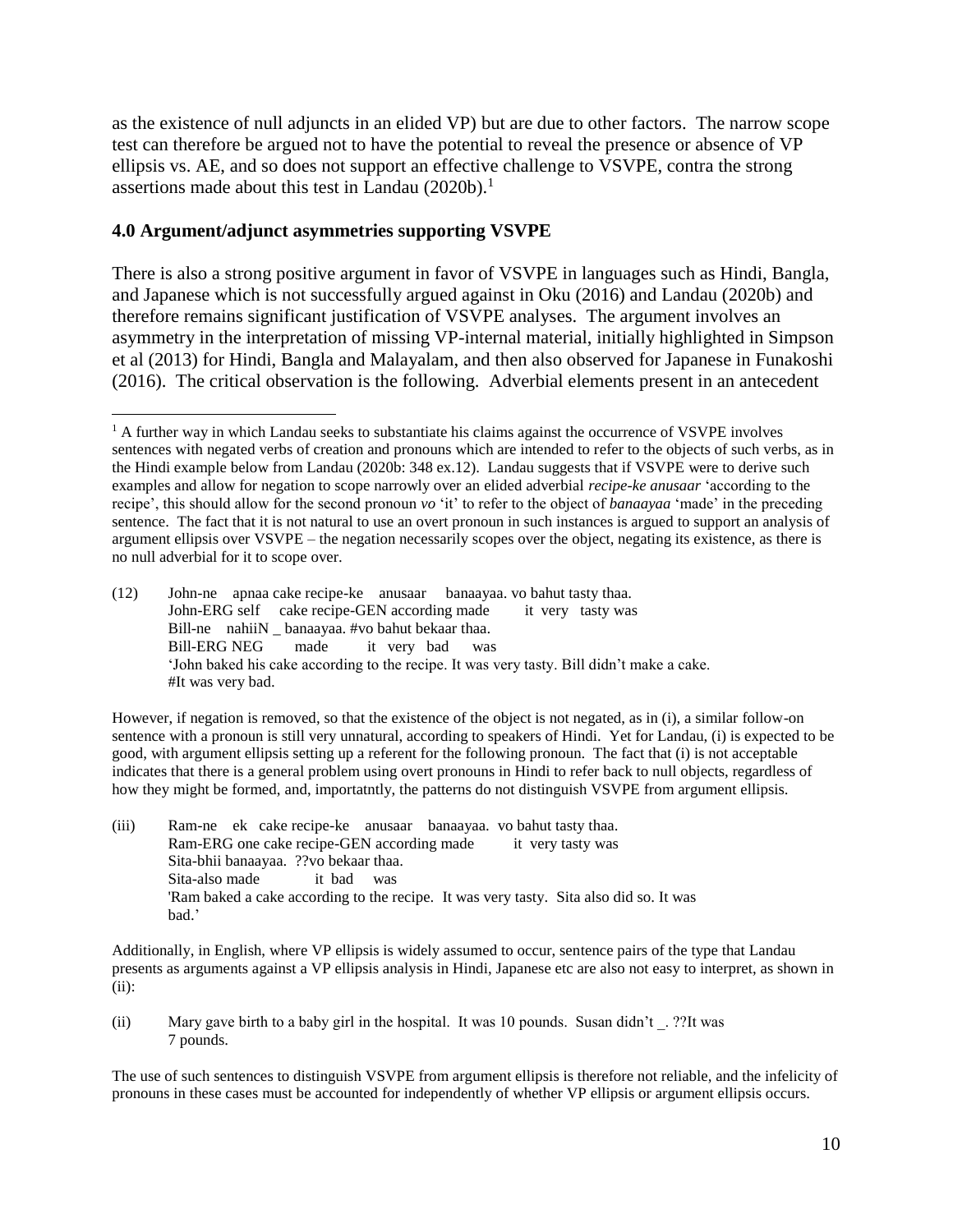as the existence of null adjuncts in an elided VP) but are due to other factors. The narrow scope test can therefore be argued not to have the potential to reveal the presence or absence of VP ellipsis vs. AE, and so does not support an effective challenge to VSVPE, contra the strong assertions made about this test in Landau (2020b).[1]

## 4.0 Argument/adjunct asymmetries supporting VSVPE

There is also a strong positive argument in favor of VSVPE in languages such as Hindi, Bangla, and Japanese which is not successfully argued against in Oku (2016) and Landau (2020b) and therefore remains significant justification of VSVPE analyses. The argument involves an asymmetry in the interpretation of missing VP-internal material, initially highlighted in Simpson et al (2013) for Hindi, Bangla and Malayalam, and then also observed for Japanese in Funakoshi (2016). The critical observation is the following. Adverbial elements present in an antecedent

---

[1] A further way in which Landau seeks to substantiate his claims against the occurrence of VSVPE involves sentences with negated verbs of creation and pronouns which are intended to refer to the objects of such verbs, as in the Hindi example below from Landau (2020b: 348 ex.12). Landau suggests that if VSVPE were to derive such examples and allow for negation to scope narrowly over an elided adverbial *recipe-ke anusaar* 'according to the recipe', this should allow for the second pronoun *vo* 'it' to refer to the object of *banaayaa* 'made' in the preceding sentence. The fact that it is not natural to use an overt pronoun in such instances is argued to support an analysis of argument ellipsis over VSVPE – the negation necessarily scopes over the object, negating its existence, as there is no null adverbial for it to scope over.

(12) John-ne apnaa cake recipe-ke anusaar banaayaa. vo bahut tasty thaa.
     John-ERG self cake recipe-GEN according made it very tasty was
     Bill-ne nahiiN _ banaayaa. #vo bahut bekaar thaa.
     Bill-ERG NEG made it very bad was
     'John baked his cake according to the recipe. It was very tasty. Bill didn't make a cake. #It was very bad.

However, if negation is removed, so that the existence of the object is not negated, as in (i), a similar follow-on sentence with a pronoun is still very unnatural, according to speakers of Hindi. Yet for Landau, (i) is expected to be good, with argument ellipsis setting up a referent for the following pronoun. The fact that (i) is not acceptable indicates that there is a general problem using overt pronouns in Hindi to refer back to null objects, regardless of how they might be formed, and, importatntly, the patterns do not distinguish VSVPE from argument ellipsis.

(iii) Ram-ne ek cake recipe-ke anusaar banaayaa. vo bahut tasty thaa.
      Ram-ERG one cake recipe-GEN according made it very tasty was
      Sita-bhii banaayaa. ??vo bekaar thaa.
      Sita-also made it bad was
      'Ram baked a cake according to the recipe. It was very tasty. Sita also did so. It was bad.'

Additionally, in English, where VP ellipsis is widely assumed to occur, sentence pairs of the type that Landau presents as arguments against a VP ellipsis analysis in Hindi, Japanese etc are also not easy to interpret, as shown in (ii):

(ii) Mary gave birth to a baby girl in the hospital. It was 10 pounds. Susan didn't _. ??It was 7 pounds.

The use of such sentences to distinguish VSVPE from argument ellipsis is therefore not reliable, and the infelicity of pronouns in these cases must be accounted for independently of whether VP ellipsis or argument ellipsis occurs.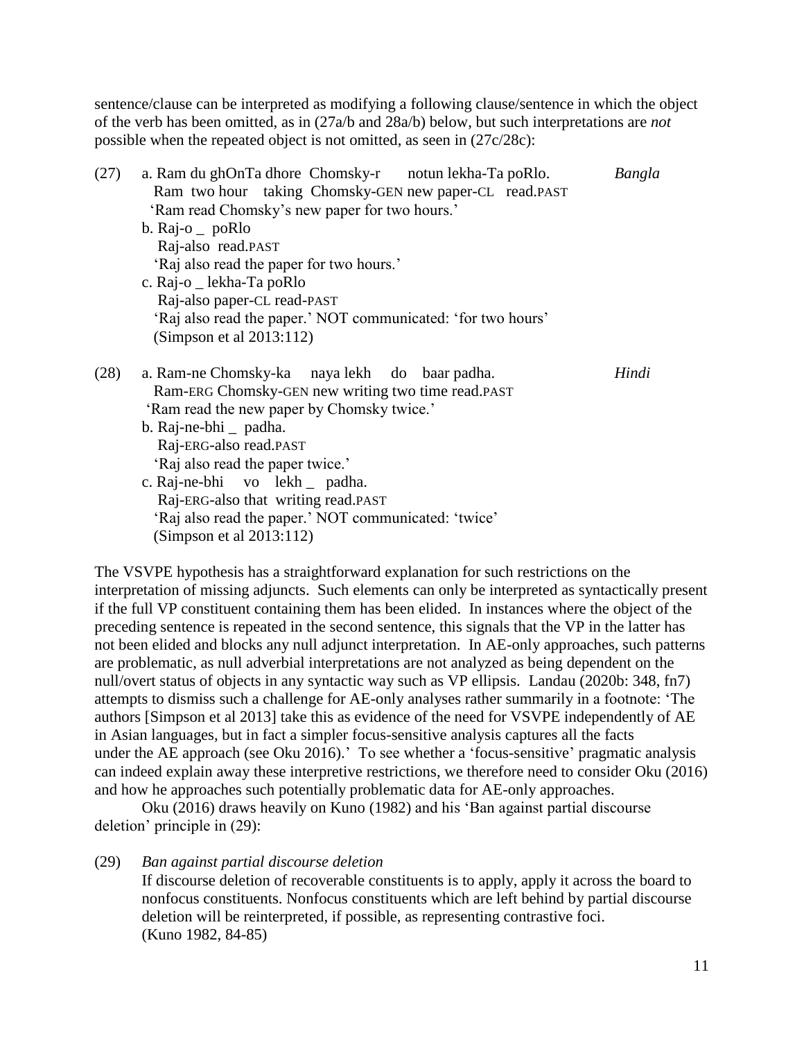sentence/clause can be interpreted as modifying a following clause/sentence in which the object of the verb has been omitted, as in (27a/b and 28a/b) below, but such interpretations are *not* possible when the repeated object is not omitted, as seen in (27c/28c):

(27) a. Ram du ghOnTa dhore Chomsky-r notun lekha-Ta poRlo. *Bangla*
   Ram two hour taking Chomsky-GEN new paper-CL read.PAST
   'Ram read Chomsky's new paper for two hours.'
  b. Raj-o _ poRlo
   Raj-also read.PAST
   'Raj also read the paper for two hours.'
  c. Raj-o _ lekha-Ta poRlo
   Raj-also paper-CL read-PAST
   'Raj also read the paper.' NOT communicated: 'for two hours'
   (Simpson et al 2013:112)

(28) a. Ram-ne Chomsky-ka naya lekh do baar padha. *Hindi*
   Ram-ERG Chomsky-GEN new writing two time read.PAST
   'Ram read the new paper by Chomsky twice.'
  b. Raj-ne-bhi _ padha.
   Raj-ERG-also read.PAST
   'Raj also read the paper twice.'
  c. Raj-ne-bhi vo lekh _ padha.
   Raj-ERG-also that writing read.PAST
   'Raj also read the paper.' NOT communicated: 'twice'
   (Simpson et al 2013:112)

The VSVPE hypothesis has a straightforward explanation for such restrictions on the interpretation of missing adjuncts. Such elements can only be interpreted as syntactically present if the full VP constituent containing them has been elided. In instances where the object of the preceding sentence is repeated in the second sentence, this signals that the VP in the latter has not been elided and blocks any null adjunct interpretation. In AE-only approaches, such patterns are problematic, as null adverbial interpretations are not analyzed as being dependent on the null/overt status of objects in any syntactic way such as VP ellipsis. Landau (2020b: 348, fn7) attempts to dismiss such a challenge for AE-only analyses rather summarily in a footnote: 'The authors [Simpson et al 2013] take this as evidence of the need for VSVPE independently of AE in Asian languages, but in fact a simpler focus-sensitive analysis captures all the facts under the AE approach (see Oku 2016).' To see whether a 'focus-sensitive' pragmatic analysis can indeed explain away these interpretive restrictions, we therefore need to consider Oku (2016) and how he approaches such potentially problematic data for AE-only approaches.

Oku (2016) draws heavily on Kuno (1982) and his 'Ban against partial discourse deletion' principle in (29):

(29) *Ban against partial discourse deletion*
  If discourse deletion of recoverable constituents is to apply, apply it across the board to nonfocus constituents. Nonfocus constituents which are left behind by partial discourse deletion will be reinterpreted, if possible, as representing contrastive foci.
  (Kuno 1982, 84-85)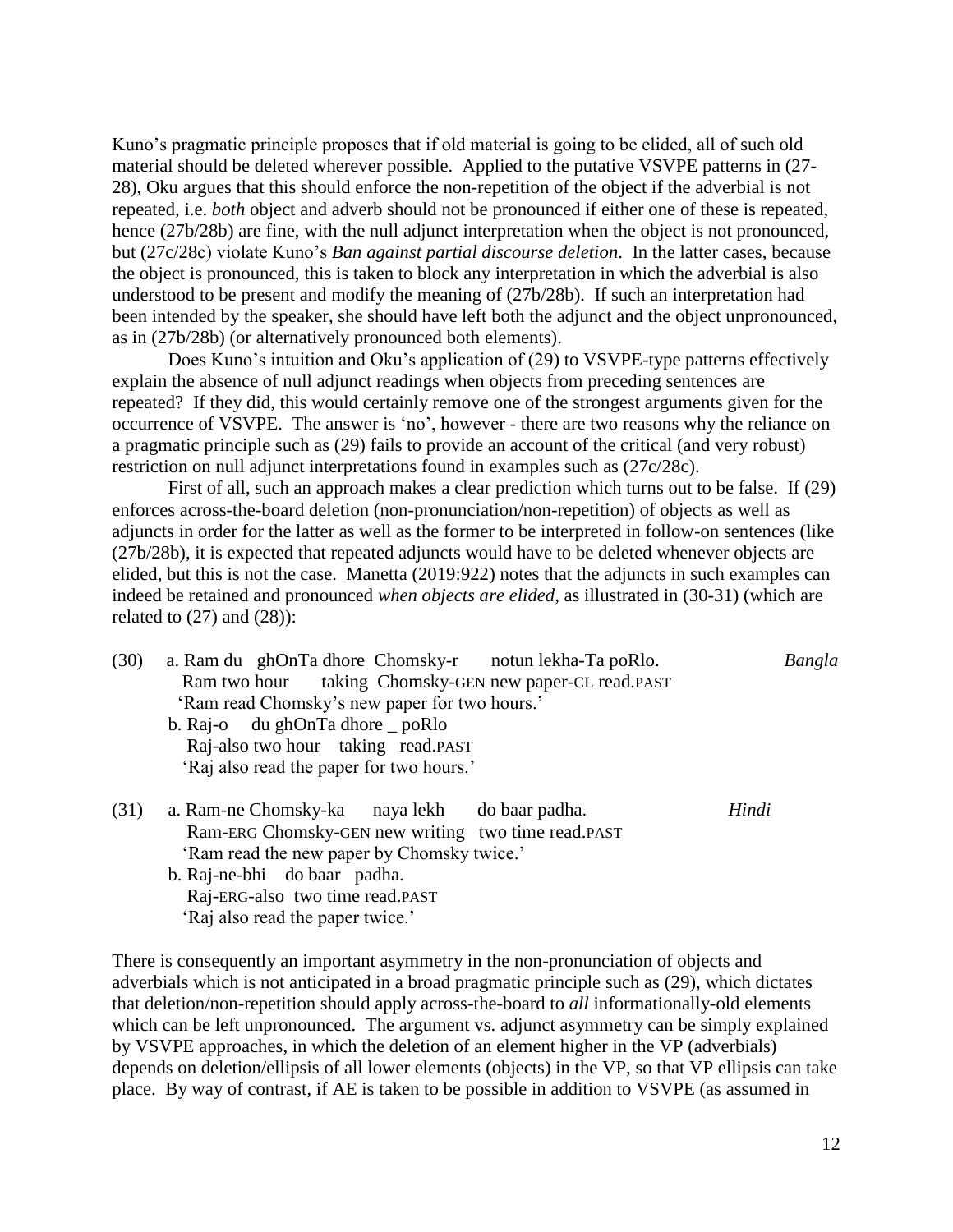Kuno's pragmatic principle proposes that if old material is going to be elided, all of such old material should be deleted wherever possible. Applied to the putative VSVPE patterns in (27-28), Oku argues that this should enforce the non-repetition of the object if the adverbial is not repeated, i.e. *both* object and adverb should not be pronounced if either one of these is repeated, hence (27b/28b) are fine, with the null adjunct interpretation when the object is not pronounced, but (27c/28c) violate Kuno's *Ban against partial discourse deletion*. In the latter cases, because the object is pronounced, this is taken to block any interpretation in which the adverbial is also understood to be present and modify the meaning of (27b/28b). If such an interpretation had been intended by the speaker, she should have left both the adjunct and the object unpronounced, as in (27b/28b) (or alternatively pronounced both elements).

Does Kuno's intuition and Oku's application of (29) to VSVPE-type patterns effectively explain the absence of null adjunct readings when objects from preceding sentences are repeated? If they did, this would certainly remove one of the strongest arguments given for the occurrence of VSVPE. The answer is 'no', however - there are two reasons why the reliance on a pragmatic principle such as (29) fails to provide an account of the critical (and very robust) restriction on null adjunct interpretations found in examples such as (27c/28c).

First of all, such an approach makes a clear prediction which turns out to be false. If (29) enforces across-the-board deletion (non-pronunciation/non-repetition) of objects as well as adjuncts in order for the latter as well as the former to be interpreted in follow-on sentences (like (27b/28b), it is expected that repeated adjuncts would have to be deleted whenever objects are elided, but this is not the case. Manetta (2019:922) notes that the adjuncts in such examples can indeed be retained and pronounced *when objects are elided*, as illustrated in (30-31) (which are related to (27) and (28)):

(30) a. Ram du ghOnTa dhore Chomsky-r notun lekha-Ta poRlo. *Bangla*
Ram two hour taking Chomsky-GEN new paper-CL read.PAST
'Ram read Chomsky's new paper for two hours.'
b. Raj-o du ghOnTa dhore _ poRlo
Raj-also two hour taking read.PAST
'Raj also read the paper for two hours.'

(31) a. Ram-ne Chomsky-ka naya lekh do baar padha. *Hindi*
Ram-ERG Chomsky-GEN new writing two time read.PAST
'Ram read the new paper by Chomsky twice.'
b. Raj-ne-bhi do baar padha.
Raj-ERG-also two time read.PAST
'Raj also read the paper twice.'

There is consequently an important asymmetry in the non-pronunciation of objects and adverbials which is not anticipated in a broad pragmatic principle such as (29), which dictates that deletion/non-repetition should apply across-the-board to *all* informationally-old elements which can be left unpronounced. The argument vs. adjunct asymmetry can be simply explained by VSVPE approaches, in which the deletion of an element higher in the VP (adverbials) depends on deletion/ellipsis of all lower elements (objects) in the VP, so that VP ellipsis can take place. By way of contrast, if AE is taken to be possible in addition to VSVPE (as assumed in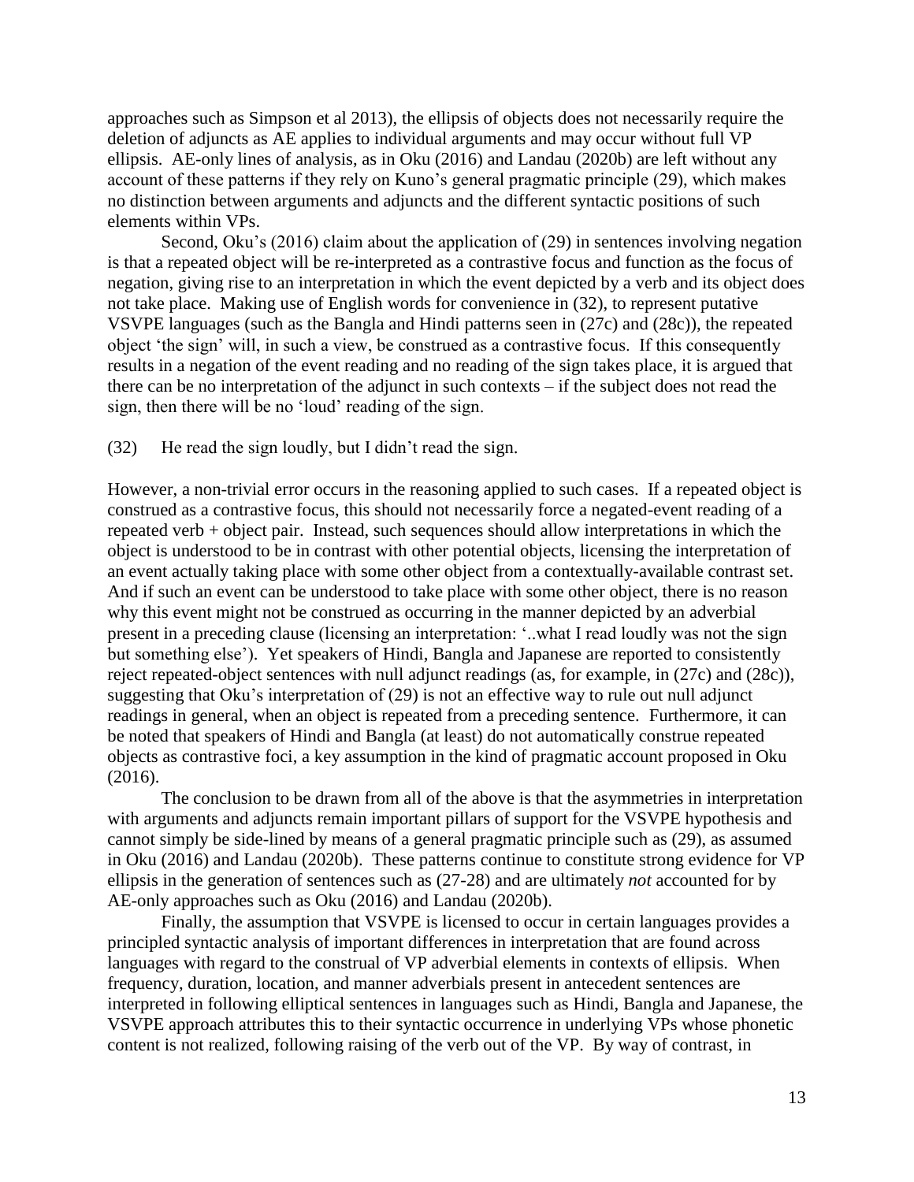approaches such as Simpson et al 2013), the ellipsis of objects does not necessarily require the deletion of adjuncts as AE applies to individual arguments and may occur without full VP ellipsis. AE-only lines of analysis, as in Oku (2016) and Landau (2020b) are left without any account of these patterns if they rely on Kuno's general pragmatic principle (29), which makes no distinction between arguments and adjuncts and the different syntactic positions of such elements within VPs.

Second, Oku's (2016) claim about the application of (29) in sentences involving negation is that a repeated object will be re-interpreted as a contrastive focus and function as the focus of negation, giving rise to an interpretation in which the event depicted by a verb and its object does not take place. Making use of English words for convenience in (32), to represent putative VSVPE languages (such as the Bangla and Hindi patterns seen in (27c) and (28c)), the repeated object 'the sign' will, in such a view, be construed as a contrastive focus. If this consequently results in a negation of the event reading and no reading of the sign takes place, it is argued that there can be no interpretation of the adjunct in such contexts – if the subject does not read the sign, then there will be no 'loud' reading of the sign.

(32) He read the sign loudly, but I didn't read the sign.

However, a non-trivial error occurs in the reasoning applied to such cases. If a repeated object is construed as a contrastive focus, this should not necessarily force a negated-event reading of a repeated verb + object pair. Instead, such sequences should allow interpretations in which the object is understood to be in contrast with other potential objects, licensing the interpretation of an event actually taking place with some other object from a contextually-available contrast set. And if such an event can be understood to take place with some other object, there is no reason why this event might not be construed as occurring in the manner depicted by an adverbial present in a preceding clause (licensing an interpretation: '..what I read loudly was not the sign but something else'). Yet speakers of Hindi, Bangla and Japanese are reported to consistently reject repeated-object sentences with null adjunct readings (as, for example, in (27c) and (28c)), suggesting that Oku's interpretation of (29) is not an effective way to rule out null adjunct readings in general, when an object is repeated from a preceding sentence. Furthermore, it can be noted that speakers of Hindi and Bangla (at least) do not automatically construe repeated objects as contrastive foci, a key assumption in the kind of pragmatic account proposed in Oku (2016).

The conclusion to be drawn from all of the above is that the asymmetries in interpretation with arguments and adjuncts remain important pillars of support for the VSVPE hypothesis and cannot simply be side-lined by means of a general pragmatic principle such as (29), as assumed in Oku (2016) and Landau (2020b). These patterns continue to constitute strong evidence for VP ellipsis in the generation of sentences such as (27-28) and are ultimately *not* accounted for by AE-only approaches such as Oku (2016) and Landau (2020b).

Finally, the assumption that VSVPE is licensed to occur in certain languages provides a principled syntactic analysis of important differences in interpretation that are found across languages with regard to the construal of VP adverbial elements in contexts of ellipsis. When frequency, duration, location, and manner adverbials present in antecedent sentences are interpreted in following elliptical sentences in languages such as Hindi, Bangla and Japanese, the VSVPE approach attributes this to their syntactic occurrence in underlying VPs whose phonetic content is not realized, following raising of the verb out of the VP. By way of contrast, in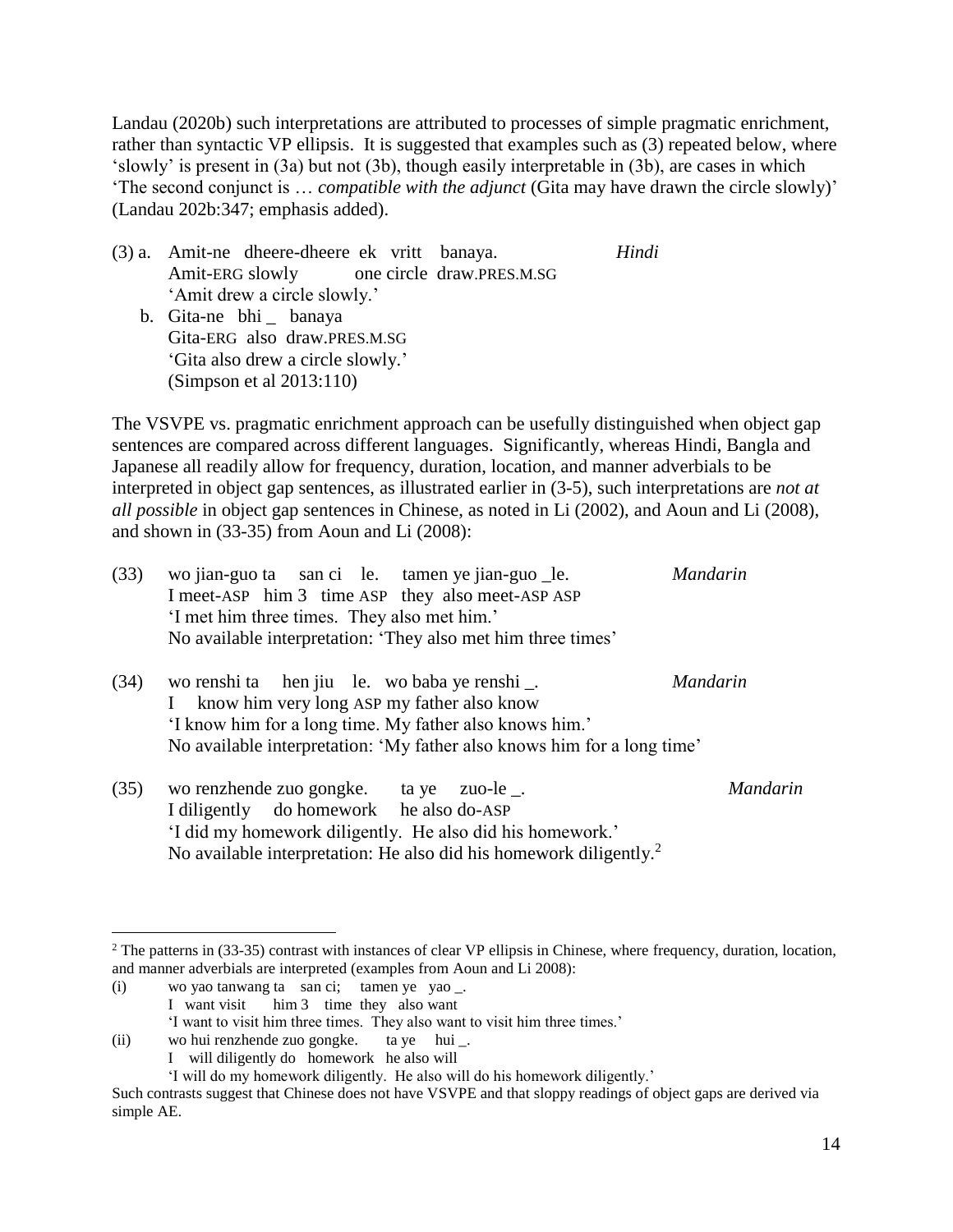Landau (2020b) such interpretations are attributed to processes of simple pragmatic enrichment, rather than syntactic VP ellipsis. It is suggested that examples such as (3) repeated below, where 'slowly' is present in (3a) but not (3b), though easily interpretable in (3b), are cases in which 'The second conjunct is … *compatible with the adjunct* (Gita may have drawn the circle slowly)' (Landau 202b:347; emphasis added).

(3) a. Amit-ne dheere-dheere ek vritt banaya. *Hindi*
  Amit-ERG slowly one circle draw.PRES.M.SG
  'Amit drew a circle slowly.'

 b. Gita-ne bhi _ banaya
  Gita-ERG also draw.PRES.M.SG
  'Gita also drew a circle slowly.'
  (Simpson et al 2013:110)

The VSVPE vs. pragmatic enrichment approach can be usefully distinguished when object gap sentences are compared across different languages. Significantly, whereas Hindi, Bangla and Japanese all readily allow for frequency, duration, location, and manner adverbials to be interpreted in object gap sentences, as illustrated earlier in (3-5), such interpretations are *not at all possible* in object gap sentences in Chinese, as noted in Li (2002), and Aoun and Li (2008), and shown in (33-35) from Aoun and Li (2008):

(33) wo jian-guo ta san ci le. tamen ye jian-guo _le. *Mandarin*
  I meet-ASP him 3 time ASP they also meet-ASP ASP
  'I met him three times. They also met him.'
  No available interpretation: 'They also met him three times'

(34) wo renshi ta hen jiu le. wo baba ye renshi _. *Mandarin*
  I know him very long ASP my father also know
  'I know him for a long time. My father also knows him.'
  No available interpretation: 'My father also knows him for a long time'

(35) wo renzhende zuo gongke. ta ye zuo-le _. *Mandarin*
  I diligently do homework he also do-ASP
  'I did my homework diligently. He also did his homework.'
  No available interpretation: He also did his homework diligently.[2]

---

[2] The patterns in (33-35) contrast with instances of clear VP ellipsis in Chinese, where frequency, duration, location, and manner adverbials are interpreted (examples from Aoun and Li 2008):

(i) wo yao tanwang ta san ci; tamen ye yao _.
  I want visit him 3 time they also want
  'I want to visit him three times. They also want to visit him three times.'

(ii) wo hui renzhende zuo gongke. ta ye hui _.
  I will diligently do homework he also will
  'I will do my homework diligently. He also will do his homework diligently.'

Such contrasts suggest that Chinese does not have VSVPE and that sloppy readings of object gaps are derived via simple AE.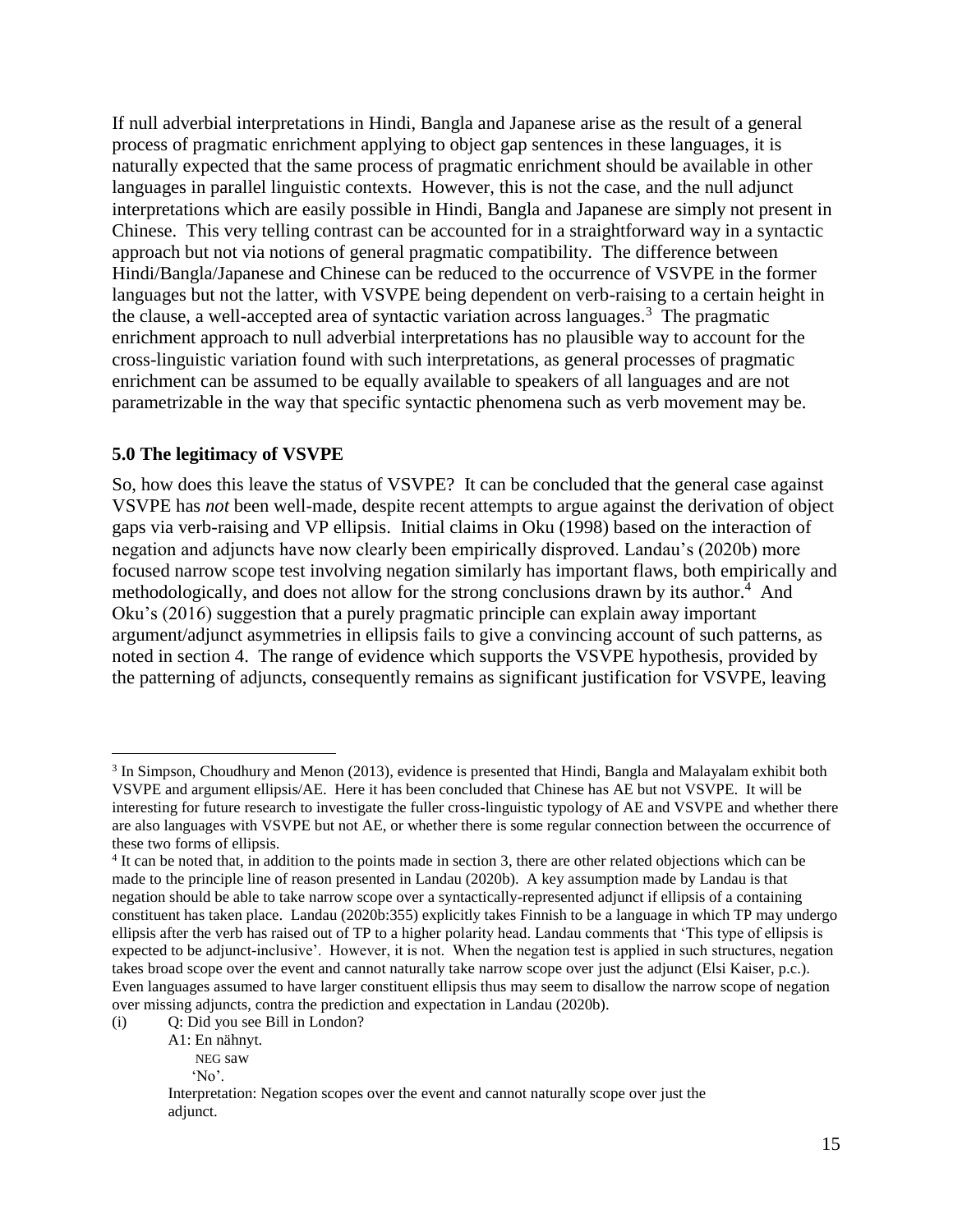If null adverbial interpretations in Hindi, Bangla and Japanese arise as the result of a general process of pragmatic enrichment applying to object gap sentences in these languages, it is naturally expected that the same process of pragmatic enrichment should be available in other languages in parallel linguistic contexts. However, this is not the case, and the null adjunct interpretations which are easily possible in Hindi, Bangla and Japanese are simply not present in Chinese. This very telling contrast can be accounted for in a straightforward way in a syntactic approach but not via notions of general pragmatic compatibility. The difference between Hindi/Bangla/Japanese and Chinese can be reduced to the occurrence of VSVPE in the former languages but not the latter, with VSVPE being dependent on verb-raising to a certain height in the clause, a well-accepted area of syntactic variation across languages.[3] The pragmatic enrichment approach to null adverbial interpretations has no plausible way to account for the cross-linguistic variation found with such interpretations, as general processes of pragmatic enrichment can be assumed to be equally available to speakers of all languages and are not parametrizable in the way that specific syntactic phenomena such as verb movement may be.

### 5.0 The legitimacy of VSVPE

So, how does this leave the status of VSVPE? It can be concluded that the general case against VSVPE has *not* been well-made, despite recent attempts to argue against the derivation of object gaps via verb-raising and VP ellipsis. Initial claims in Oku (1998) based on the interaction of negation and adjuncts have now clearly been empirically disproved. Landau's (2020b) more focused narrow scope test involving negation similarly has important flaws, both empirically and methodologically, and does not allow for the strong conclusions drawn by its author.[4] And Oku's (2016) suggestion that a purely pragmatic principle can explain away important argument/adjunct asymmetries in ellipsis fails to give a convincing account of such patterns, as noted in section 4. The range of evidence which supports the VSVPE hypothesis, provided by the patterning of adjuncts, consequently remains as significant justification for VSVPE, leaving

---

[3] In Simpson, Choudhury and Menon (2013), evidence is presented that Hindi, Bangla and Malayalam exhibit both VSVPE and argument ellipsis/AE. Here it has been concluded that Chinese has AE but not VSVPE. It will be interesting for future research to investigate the fuller cross-linguistic typology of AE and VSVPE and whether there are also languages with VSVPE but not AE, or whether there is some regular connection between the occurrence of these two forms of ellipsis.

[4] It can be noted that, in addition to the points made in section 3, there are other related objections which can be made to the principle line of reason presented in Landau (2020b). A key assumption made by Landau is that negation should be able to take narrow scope over a syntactically-represented adjunct if ellipsis of a containing constituent has taken place. Landau (2020b:355) explicitly takes Finnish to be a language in which TP may undergo ellipsis after the verb has raised out of TP to a higher polarity head. Landau comments that 'This type of ellipsis is expected to be adjunct-inclusive'. However, it is not. When the negation test is applied in such structures, negation takes broad scope over the event and cannot naturally take narrow scope over just the adjunct (Elsi Kaiser, p.c.). Even languages assumed to have larger constituent ellipsis thus may seem to disallow the narrow scope of negation over missing adjuncts, contra the prediction and expectation in Landau (2020b).

(i) Q: Did you see Bill in London?
A1: En nähnyt.
NEG saw
'No'.
Interpretation: Negation scopes over the event and cannot naturally scope over just the adjunct.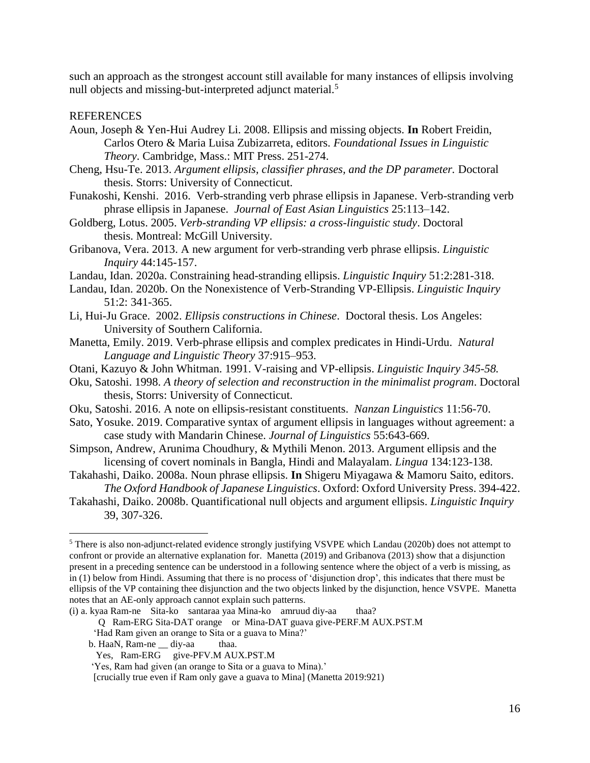such an approach as the strongest account still available for many instances of ellipsis involving null objects and missing-but-interpreted adjunct material.[5]

REFERENCES

Aoun, Joseph & Yen-Hui Audrey Li. 2008. Ellipsis and missing objects. **In** Robert Freidin, Carlos Otero & Maria Luisa Zubizarreta, editors. *Foundational Issues in Linguistic Theory*. Cambridge, Mass.: MIT Press. 251-274.

Cheng, Hsu-Te. 2013. *Argument ellipsis, classifier phrases, and the DP parameter.* Doctoral thesis. Storrs: University of Connecticut.

Funakoshi, Kenshi. 2016. Verb-stranding verb phrase ellipsis in Japanese. Verb-stranding verb phrase ellipsis in Japanese. *Journal of East Asian Linguistics* 25:113–142.

Goldberg, Lotus. 2005. *Verb-stranding VP ellipsis: a cross-linguistic study*. Doctoral thesis. Montreal: McGill University.

Gribanova, Vera. 2013. A new argument for verb-stranding verb phrase ellipsis. *Linguistic Inquiry* 44:145-157.

Landau, Idan. 2020a. Constraining head-stranding ellipsis. *Linguistic Inquiry* 51:2:281-318.

Landau, Idan. 2020b. On the Nonexistence of Verb-Stranding VP-Ellipsis. *Linguistic Inquiry* 51:2: 341-365.

Li, Hui-Ju Grace. 2002. *Ellipsis constructions in Chinese*. Doctoral thesis. Los Angeles: University of Southern California.

Manetta, Emily. 2019. Verb-phrase ellipsis and complex predicates in Hindi-Urdu. *Natural Language and Linguistic Theory* 37:915–953.

Otani, Kazuyo & John Whitman. 1991. V-raising and VP-ellipsis. *Linguistic Inquiry 345-58.*

Oku, Satoshi. 1998. *A theory of selection and reconstruction in the minimalist program*. Doctoral thesis, Storrs: University of Connecticut.

Oku, Satoshi. 2016. A note on ellipsis-resistant constituents. *Nanzan Linguistics* 11:56-70.

Sato, Yosuke. 2019. Comparative syntax of argument ellipsis in languages without agreement: a case study with Mandarin Chinese. *Journal of Linguistics* 55:643-669.

Simpson, Andrew, Arunima Choudhury, & Mythili Menon. 2013. Argument ellipsis and the licensing of covert nominals in Bangla, Hindi and Malayalam. *Lingua* 134:123-138.

Takahashi, Daiko. 2008a. Noun phrase ellipsis. **In** Shigeru Miyagawa & Mamoru Saito, editors. *The Oxford Handbook of Japanese Linguistics*. Oxford: Oxford University Press. 394-422.

Takahashi, Daiko. 2008b. Quantificational null objects and argument ellipsis. *Linguistic Inquiry* 39, 307-326.

---

[5] There is also non-adjunct-related evidence strongly justifying VSVPE which Landau (2020b) does not attempt to confront or provide an alternative explanation for. Manetta (2019) and Gribanova (2013) show that a disjunction present in a preceding sentence can be understood in a following sentence where the object of a verb is missing, as in (1) below from Hindi. Assuming that there is no process of 'disjunction drop', this indicates that there must be ellipsis of the VP containing thee disjunction and the two objects linked by the disjunction, hence VSVPE. Manetta notes that an AE-only approach cannot explain such patterns.

(i) a. kyaa Ram-ne Sita-ko santaraa yaa Mina-ko amruud diy-aa thaa?
   Q Ram-ERG Sita-DAT orange or Mina-DAT guava give-PERF.M AUX.PST.M
   'Had Ram given an orange to Sita or a guava to Mina?'
   b. HaaN, Ram-ne __ diy-aa thaa.
   Yes, Ram-ERG give-PFV.M AUX.PST.M
   'Yes, Ram had given (an orange to Sita or a guava to Mina).'
   [crucially true even if Ram only gave a guava to Mina] (Manetta 2019:921)